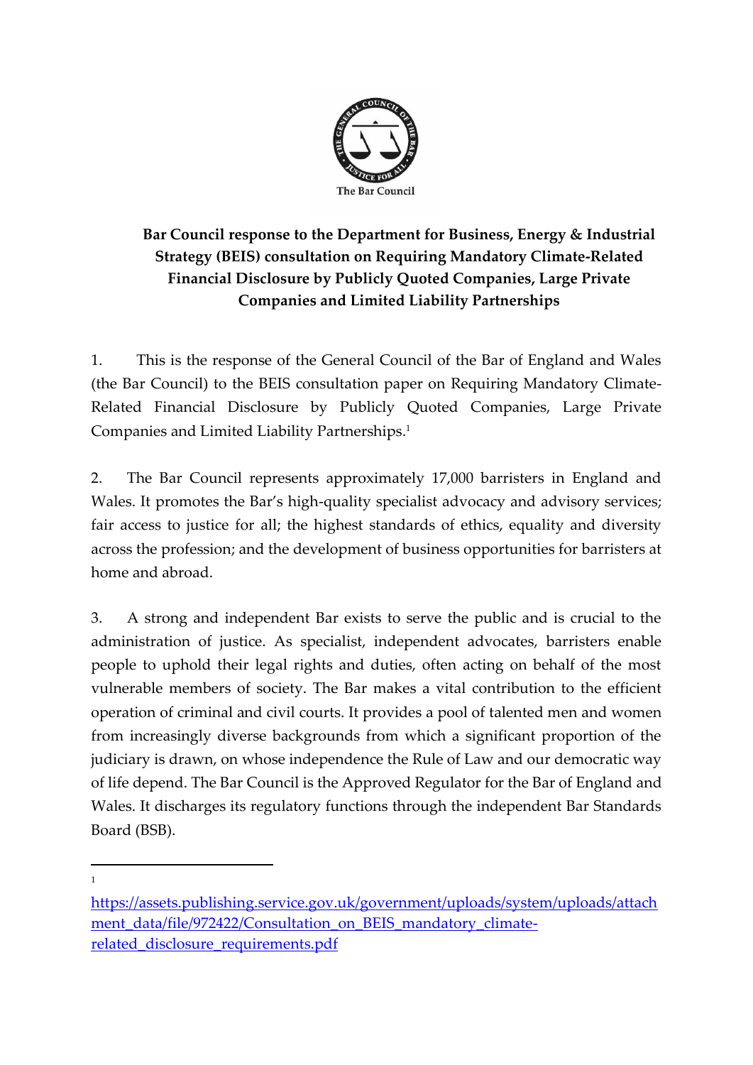The Bar Council

**Bar Council response to the Department for Business, Energy & Industrial Strategy (BEIS) consultation on Requiring Mandatory Climate-Related Financial Disclosure by Publicly Quoted Companies, Large Private Companies and Limited Liability Partnerships**

1. This is the response of the General Council of the Bar of England and Wales (the Bar Council) to the BEIS consultation paper on Requiring Mandatory Climate-Related Financial Disclosure by Publicly Quoted Companies, Large Private Companies and Limited Liability Partnerships.[1]

2. The Bar Council represents approximately 17,000 barristers in England and Wales. It promotes the Bar's high-quality specialist advocacy and advisory services; fair access to justice for all; the highest standards of ethics, equality and diversity across the profession; and the development of business opportunities for barristers at home and abroad.

3. A strong and independent Bar exists to serve the public and is crucial to the administration of justice. As specialist, independent advocates, barristers enable people to uphold their legal rights and duties, often acting on behalf of the most vulnerable members of society. The Bar makes a vital contribution to the efficient operation of criminal and civil courts. It provides a pool of talented men and women from increasingly diverse backgrounds from which a significant proportion of the judiciary is drawn, on whose independence the Rule of Law and our democratic way of life depend. The Bar Council is the Approved Regulator for the Bar of England and Wales. It discharges its regulatory functions through the independent Bar Standards Board (BSB).

---

[1] https://assets.publishing.service.gov.uk/government/uploads/system/uploads/attachment_data/file/972422/Consultation_on_BEIS_mandatory_climate-related_disclosure_requirements.pdf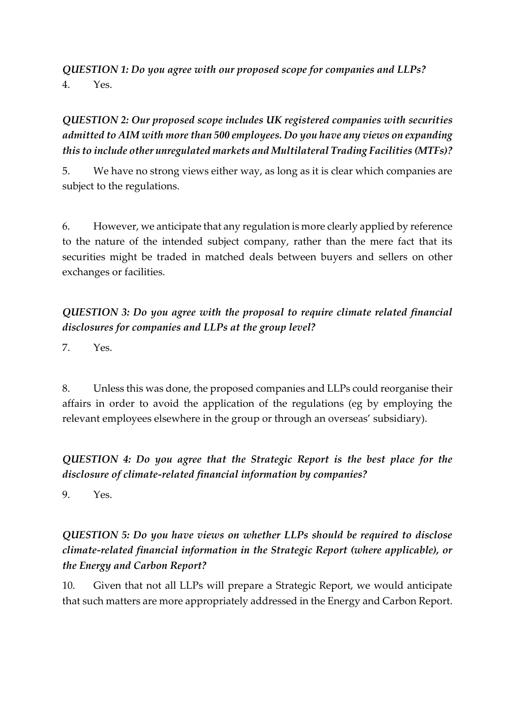***QUESTION 1: Do you agree with our proposed scope for companies and LLPs?***

4. Yes.

***QUESTION 2: Our proposed scope includes UK registered companies with securities admitted to AIM with more than 500 employees. Do you have any views on expanding this to include other unregulated markets and Multilateral Trading Facilities (MTFs)?***

5. We have no strong views either way, as long as it is clear which companies are subject to the regulations.

6. However, we anticipate that any regulation is more clearly applied by reference to the nature of the intended subject company, rather than the mere fact that its securities might be traded in matched deals between buyers and sellers on other exchanges or facilities.

***QUESTION 3: Do you agree with the proposal to require climate related financial disclosures for companies and LLPs at the group level?***

7. Yes.

8. Unless this was done, the proposed companies and LLPs could reorganise their affairs in order to avoid the application of the regulations (eg by employing the relevant employees elsewhere in the group or through an overseas' subsidiary).

***QUESTION 4: Do you agree that the Strategic Report is the best place for the disclosure of climate-related financial information by companies?***

9. Yes.

***QUESTION 5: Do you have views on whether LLPs should be required to disclose climate-related financial information in the Strategic Report (where applicable), or the Energy and Carbon Report?***

10. Given that not all LLPs will prepare a Strategic Report, we would anticipate that such matters are more appropriately addressed in the Energy and Carbon Report.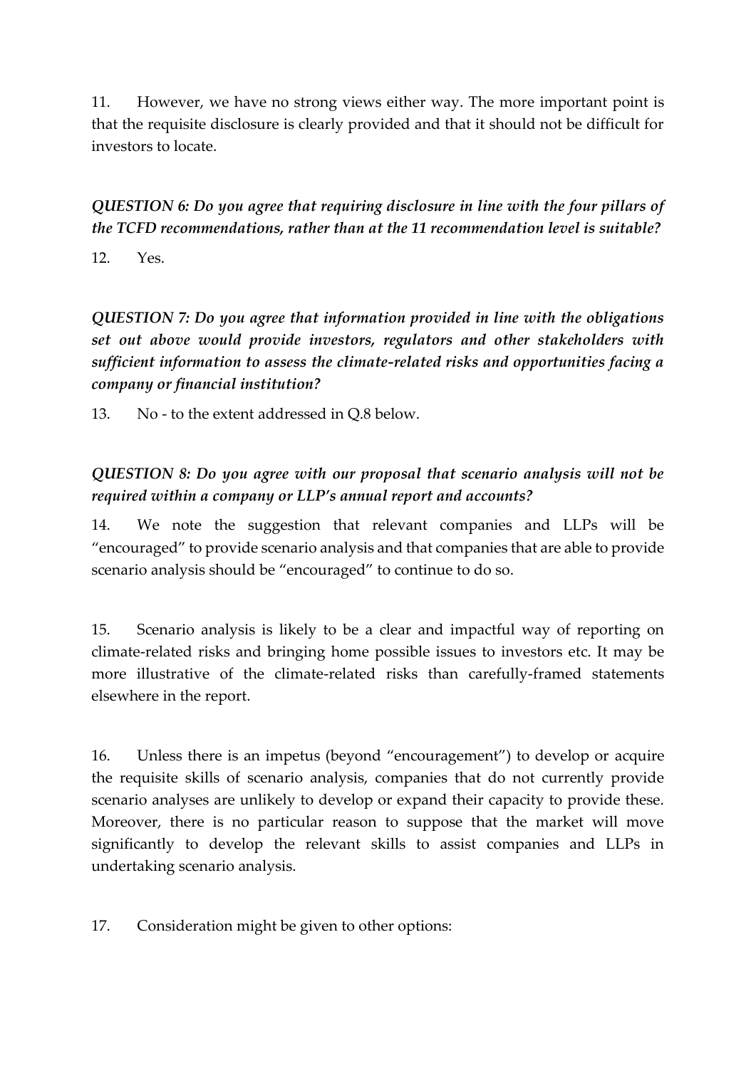11. However, we have no strong views either way. The more important point is that the requisite disclosure is clearly provided and that it should not be difficult for investors to locate.

***QUESTION 6: Do you agree that requiring disclosure in line with the four pillars of the TCFD recommendations, rather than at the 11 recommendation level is suitable?***

12. Yes.

***QUESTION 7: Do you agree that information provided in line with the obligations set out above would provide investors, regulators and other stakeholders with sufficient information to assess the climate-related risks and opportunities facing a company or financial institution?***

13. No - to the extent addressed in Q.8 below.

***QUESTION 8: Do you agree with our proposal that scenario analysis will not be required within a company or LLP's annual report and accounts?***

14. We note the suggestion that relevant companies and LLPs will be "encouraged" to provide scenario analysis and that companies that are able to provide scenario analysis should be "encouraged" to continue to do so.

15. Scenario analysis is likely to be a clear and impactful way of reporting on climate-related risks and bringing home possible issues to investors etc. It may be more illustrative of the climate-related risks than carefully-framed statements elsewhere in the report.

16. Unless there is an impetus (beyond "encouragement") to develop or acquire the requisite skills of scenario analysis, companies that do not currently provide scenario analyses are unlikely to develop or expand their capacity to provide these. Moreover, there is no particular reason to suppose that the market will move significantly to develop the relevant skills to assist companies and LLPs in undertaking scenario analysis.

17. Consideration might be given to other options: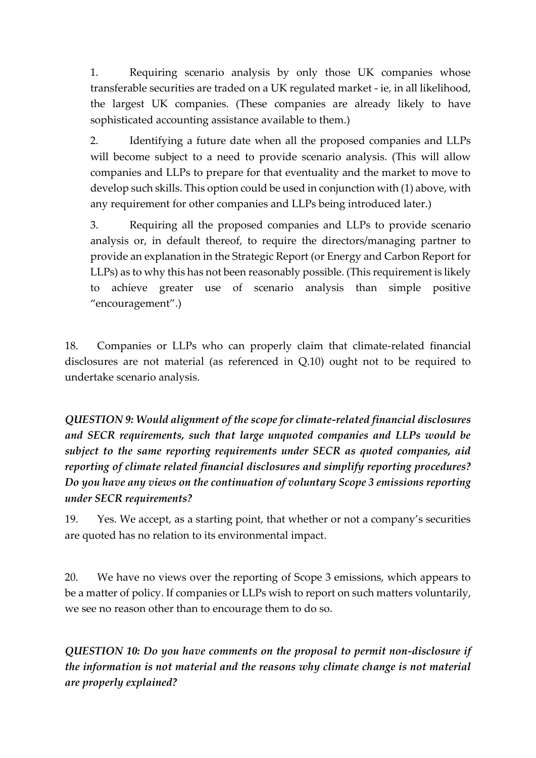1. Requiring scenario analysis by only those UK companies whose transferable securities are traded on a UK regulated market - ie, in all likelihood, the largest UK companies. (These companies are already likely to have sophisticated accounting assistance available to them.)

2. Identifying a future date when all the proposed companies and LLPs will become subject to a need to provide scenario analysis. (This will allow companies and LLPs to prepare for that eventuality and the market to move to develop such skills. This option could be used in conjunction with (1) above, with any requirement for other companies and LLPs being introduced later.)

3. Requiring all the proposed companies and LLPs to provide scenario analysis or, in default thereof, to require the directors/managing partner to provide an explanation in the Strategic Report (or Energy and Carbon Report for LLPs) as to why this has not been reasonably possible. (This requirement is likely to achieve greater use of scenario analysis than simple positive "encouragement".)

18. Companies or LLPs who can properly claim that climate-related financial disclosures are not material (as referenced in Q.10) ought not to be required to undertake scenario analysis.

***QUESTION 9: Would alignment of the scope for climate-related financial disclosures and SECR requirements, such that large unquoted companies and LLPs would be subject to the same reporting requirements under SECR as quoted companies, aid reporting of climate related financial disclosures and simplify reporting procedures? Do you have any views on the continuation of voluntary Scope 3 emissions reporting under SECR requirements?***

19. Yes. We accept, as a starting point, that whether or not a company's securities are quoted has no relation to its environmental impact.

20. We have no views over the reporting of Scope 3 emissions, which appears to be a matter of policy. If companies or LLPs wish to report on such matters voluntarily, we see no reason other than to encourage them to do so.

***QUESTION 10: Do you have comments on the proposal to permit non-disclosure if the information is not material and the reasons why climate change is not material are properly explained?***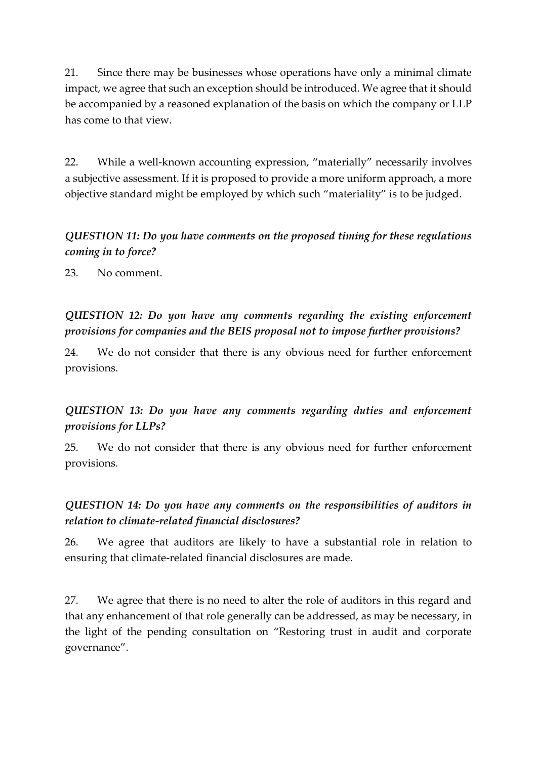21. Since there may be businesses whose operations have only a minimal climate impact, we agree that such an exception should be introduced. We agree that it should be accompanied by a reasoned explanation of the basis on which the company or LLP has come to that view.

22. While a well-known accounting expression, "materially" necessarily involves a subjective assessment. If it is proposed to provide a more uniform approach, a more objective standard might be employed by which such "materiality" is to be judged.

***QUESTION 11: Do you have comments on the proposed timing for these regulations coming in to force?***

23. No comment.

***QUESTION 12: Do you have any comments regarding the existing enforcement provisions for companies and the BEIS proposal not to impose further provisions?***

24. We do not consider that there is any obvious need for further enforcement provisions.

***QUESTION 13: Do you have any comments regarding duties and enforcement provisions for LLPs?***

25. We do not consider that there is any obvious need for further enforcement provisions.

***QUESTION 14: Do you have any comments on the responsibilities of auditors in relation to climate-related financial disclosures?***

26. We agree that auditors are likely to have a substantial role in relation to ensuring that climate-related financial disclosures are made.

27. We agree that there is no need to alter the role of auditors in this regard and that any enhancement of that role generally can be addressed, as may be necessary, in the light of the pending consultation on "Restoring trust in audit and corporate governance".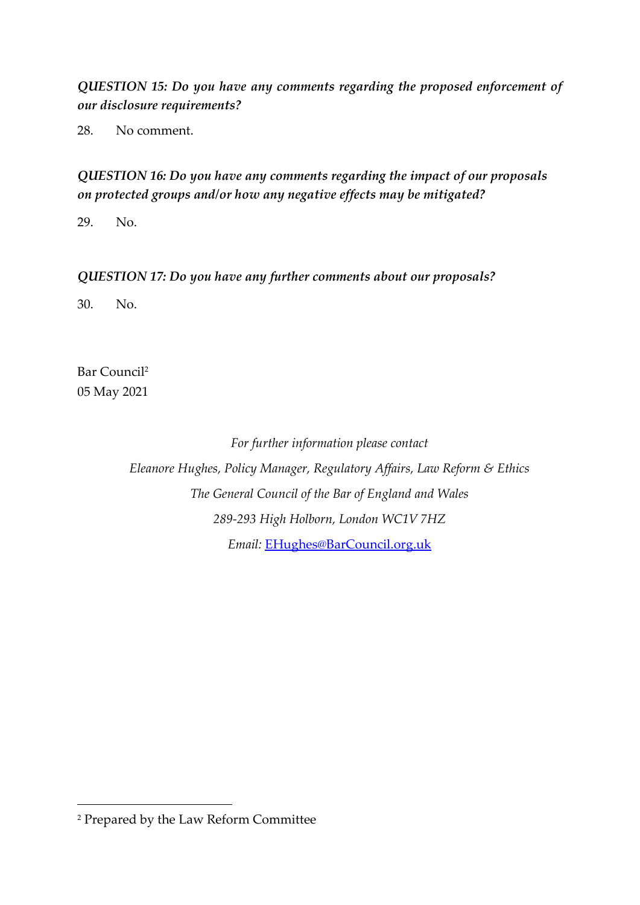***QUESTION 15: Do you have any comments regarding the proposed enforcement of our disclosure requirements?***

28. No comment.

***QUESTION 16: Do you have any comments regarding the impact of our proposals on protected groups and/or how any negative effects may be mitigated?***

29. No.

***QUESTION 17: Do you have any further comments about our proposals?***

30. No.

Bar Council[2]
05 May 2021

*For further information please contact*
*Eleanore Hughes, Policy Manager, Regulatory Affairs, Law Reform & Ethics*
*The General Council of the Bar of England and Wales*
*289-293 High Holborn, London WC1V 7HZ*
*Email:* EHughes@BarCouncil.org.uk

[2] Prepared by the Law Reform Committee